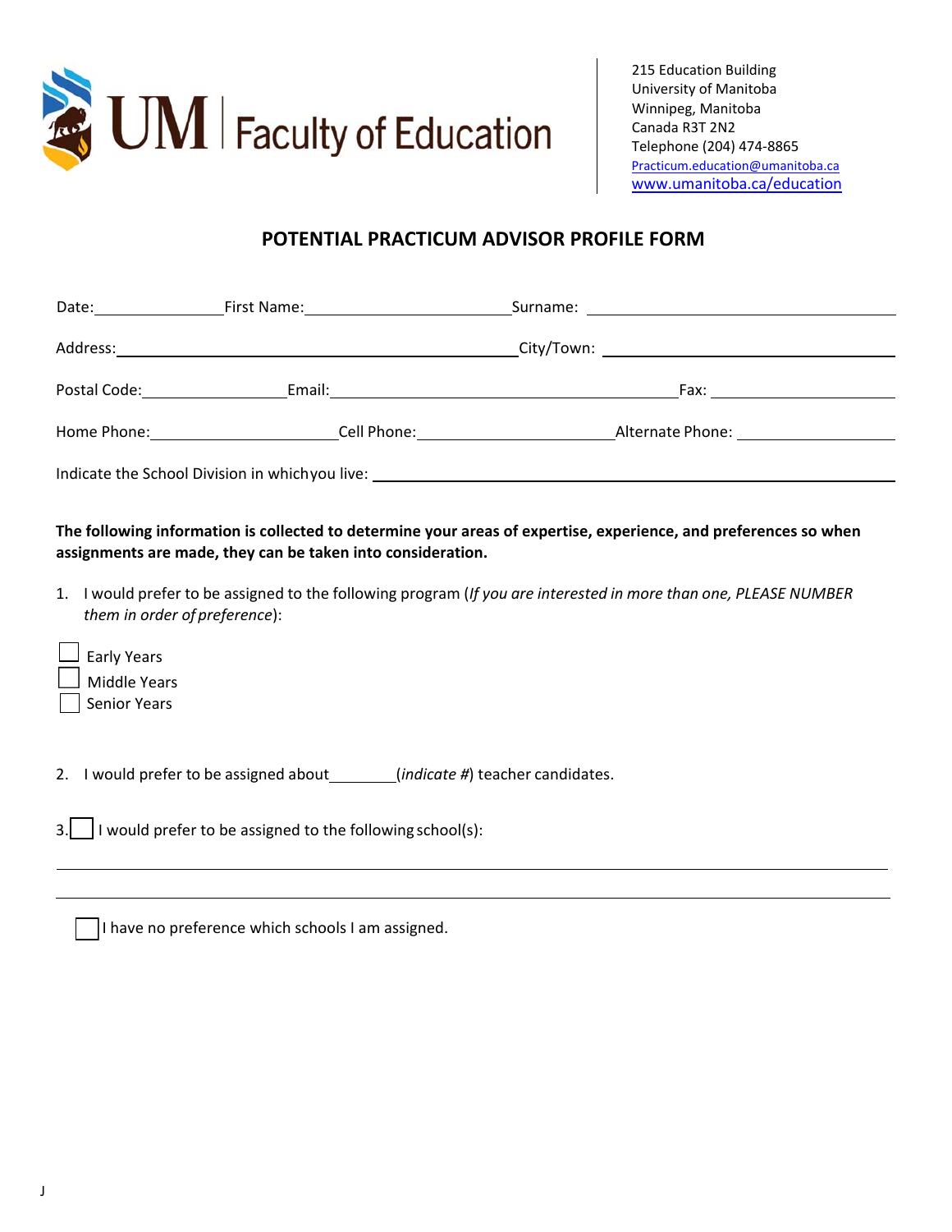UM | Faculty of Education

215 Education Building
University of Manitoba
Winnipeg, Manitoba
Canada R3T 2N2
Telephone (204) 474-8865
Practicum.education@umanitoba.ca
www.umanitoba.ca/education

## POTENTIAL PRACTICUM ADVISOR PROFILE FORM

Date:\_\_\_\_\_\_\_\_\_\_\_\_\_\_ First Name:\_\_\_\_\_\_\_\_\_\_\_\_\_\_\_\_\_\_\_\_\_\_ Surname: \_\_\_\_\_\_\_\_\_\_\_\_\_\_\_\_\_\_\_\_\_\_\_\_\_\_\_\_\_\_\_\_\_\_

Address:\_\_\_\_\_\_\_\_\_\_\_\_\_\_\_\_\_\_\_\_\_\_\_\_\_\_\_\_\_\_\_\_\_\_\_\_\_\_\_\_\_\_\_\_ City/Town: \_\_\_\_\_\_\_\_\_\_\_\_\_\_\_\_\_\_\_\_\_\_\_\_\_\_\_\_\_\_\_\_

Postal Code:\_\_\_\_\_\_\_\_\_\_\_\_\_\_\_ Email:\_\_\_\_\_\_\_\_\_\_\_\_\_\_\_\_\_\_\_\_\_\_\_\_\_\_\_\_\_\_\_\_\_\_\_\_\_\_ Fax: \_\_\_\_\_\_\_\_\_\_\_\_\_\_\_\_\_\_\_\_

Home Phone:\_\_\_\_\_\_\_\_\_\_\_\_\_\_\_\_\_\_\_\_ Cell Phone:\_\_\_\_\_\_\_\_\_\_\_\_\_\_\_\_\_\_\_\_\_\_ Alternate Phone: \_\_\_\_\_\_\_\_\_\_\_\_\_\_\_\_\_\_

Indicate the School Division in which you live: \_\_\_\_\_\_\_\_\_\_\_\_\_\_\_\_\_\_\_\_\_\_\_\_\_\_\_\_\_\_\_\_\_\_\_\_\_\_\_\_\_\_\_\_\_\_\_\_\_\_\_\_\_\_

**The following information is collected to determine your areas of expertise, experience, and preferences so when assignments are made, they can be taken into consideration.**

1. I would prefer to be assigned to the following program (*If you are interested in more than one, PLEASE NUMBER them in order of preference*):

- ☐ Early Years
- ☐ Middle Years
- ☐ Senior Years

2. I would prefer to be assigned about\_\_\_\_\_\_\_\_(*indicate #*) teacher candidates.

3. ☐ I would prefer to be assigned to the following school(s):

\_\_\_\_\_\_\_\_\_\_\_\_\_\_\_\_\_\_\_\_\_\_\_\_\_\_\_\_\_\_\_\_\_\_\_\_\_\_\_\_\_\_\_\_\_\_\_\_\_\_\_\_\_\_\_\_\_\_\_\_\_\_\_\_\_\_\_\_\_\_\_\_\_\_\_\_\_\_\_\_\_\_\_\_\_\_\_\_\_\_\_\_

\_\_\_\_\_\_\_\_\_\_\_\_\_\_\_\_\_\_\_\_\_\_\_\_\_\_\_\_\_\_\_\_\_\_\_\_\_\_\_\_\_\_\_\_\_\_\_\_\_\_\_\_\_\_\_\_\_\_\_\_\_\_\_\_\_\_\_\_\_\_\_\_\_\_\_\_\_\_\_\_\_\_\_\_\_\_\_\_\_\_\_\_

☐ I have no preference which schools I am assigned.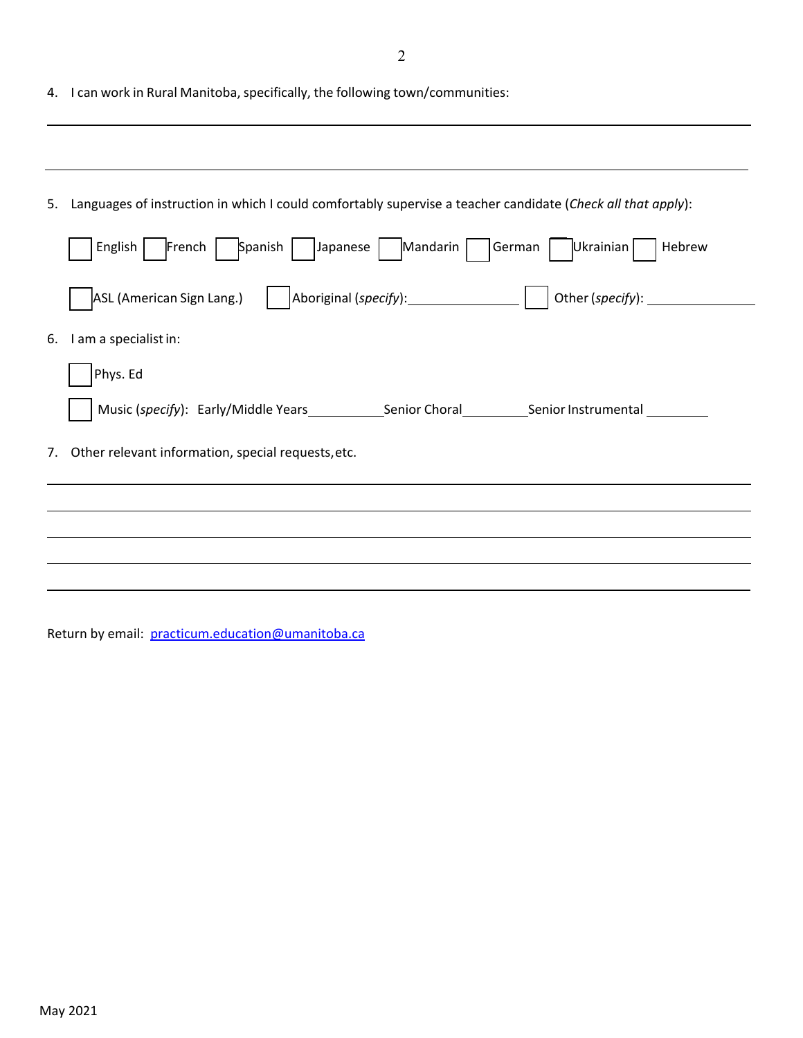4. I can work in Rural Manitoba, specifically, the following town/communities:

______________________________________________________________________

______________________________________________________________________

5. Languages of instruction in which I could comfortably supervise a teacher candidate (*Check all that apply*):

☐ English ☐ French ☐ Spanish ☐ Japanese ☐ Mandarin ☐ German ☐ Ukrainian ☐ Hebrew

☐ ASL (American Sign Lang.) ☐ Aboriginal (*specify*): ______________ ☐ Other (*specify*): ______________

6. I am a specialist in:

☐ Phys. Ed

☐ Music (*specify*): Early/Middle Years__________ Senior Choral_________ Senior Instrumental _________

7. Other relevant information, special requests, etc.

______________________________________________________________________

______________________________________________________________________

______________________________________________________________________

______________________________________________________________________

______________________________________________________________________

Return by email: [practicum.education@umanitoba.ca](mailto:practicum.education@umanitoba.ca)

May 2021